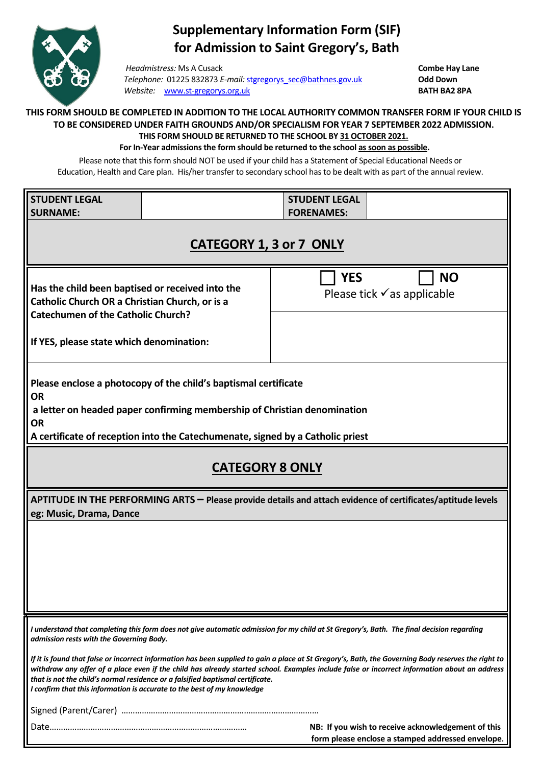# Supplementary Information Form (SIF) for Admission to Saint Gregory's, Bath

*Headmistress:* Ms A Cusack
*Telephone:* 01225 832873 *E-mail:* stgregorys_sec@bathnes.gov.uk
*Website:* www.st-gregorys.org.uk

**Combe Hay Lane**
**Odd Down**
**BATH BA2 8PA**

**THIS FORM SHOULD BE COMPLETED IN ADDITION TO THE LOCAL AUTHORITY COMMON TRANSFER FORM IF YOUR CHILD IS TO BE CONSIDERED UNDER FAITH GROUNDS AND/OR SPECIALISM FOR YEAR 7 SEPTEMBER 2022 ADMISSION.**

**THIS FORM SHOULD BE RETURNED TO THE SCHOOL BY 31 OCTOBER 2021.**

**For In-Year admissions the form should be returned to the school as soon as possible.**

Please note that this form should NOT be used if your child has a Statement of Special Educational Needs or Education, Health and Care plan. His/her transfer to secondary school has to be dealt with as part of the annual review.

| **STUDENT LEGAL SURNAME:** | | **STUDENT LEGAL FORENAMES:** | |
|---|---|---|---|

## CATEGORY 1, 3 or 7 ONLY

| | |
|---|---|
| **Has the child been baptised or received into the Catholic Church OR a Christian Church, or is a Catechumen of the Catholic Church?** | ☐ **YES** ☐ **NO** Please tick ✓ as applicable |
| **If YES, please state which denomination:** | |

**Please enclose a photocopy of the child's baptismal certificate**
**OR**
**a letter on headed paper confirming membership of Christian denomination**
**OR**
**A certificate of reception into the Catechumenate, signed by a Catholic priest**

## CATEGORY 8 ONLY

**APTITUDE IN THE PERFORMING ARTS – Please provide details and attach evidence of certificates/aptitude levels eg: Music, Drama, Dance**

***I understand that completing this form does not give automatic admission for my child at St Gregory's, Bath. The final decision regarding admission rests with the Governing Body.***

***If it is found that false or incorrect information has been supplied to gain a place at St Gregory's, Bath, the Governing Body reserves the right to withdraw any offer of a place even if the child has already started school. Examples include false or incorrect information about an address that is not the child's normal residence or a falsified baptismal certificate.***
***I confirm that this information is accurate to the best of my knowledge***

Signed (Parent/Carer) ……………………………………………………………………………

Date……………………………………………………………………………

**NB: If you wish to receive acknowledgement of this form please enclose a stamped addressed envelope.**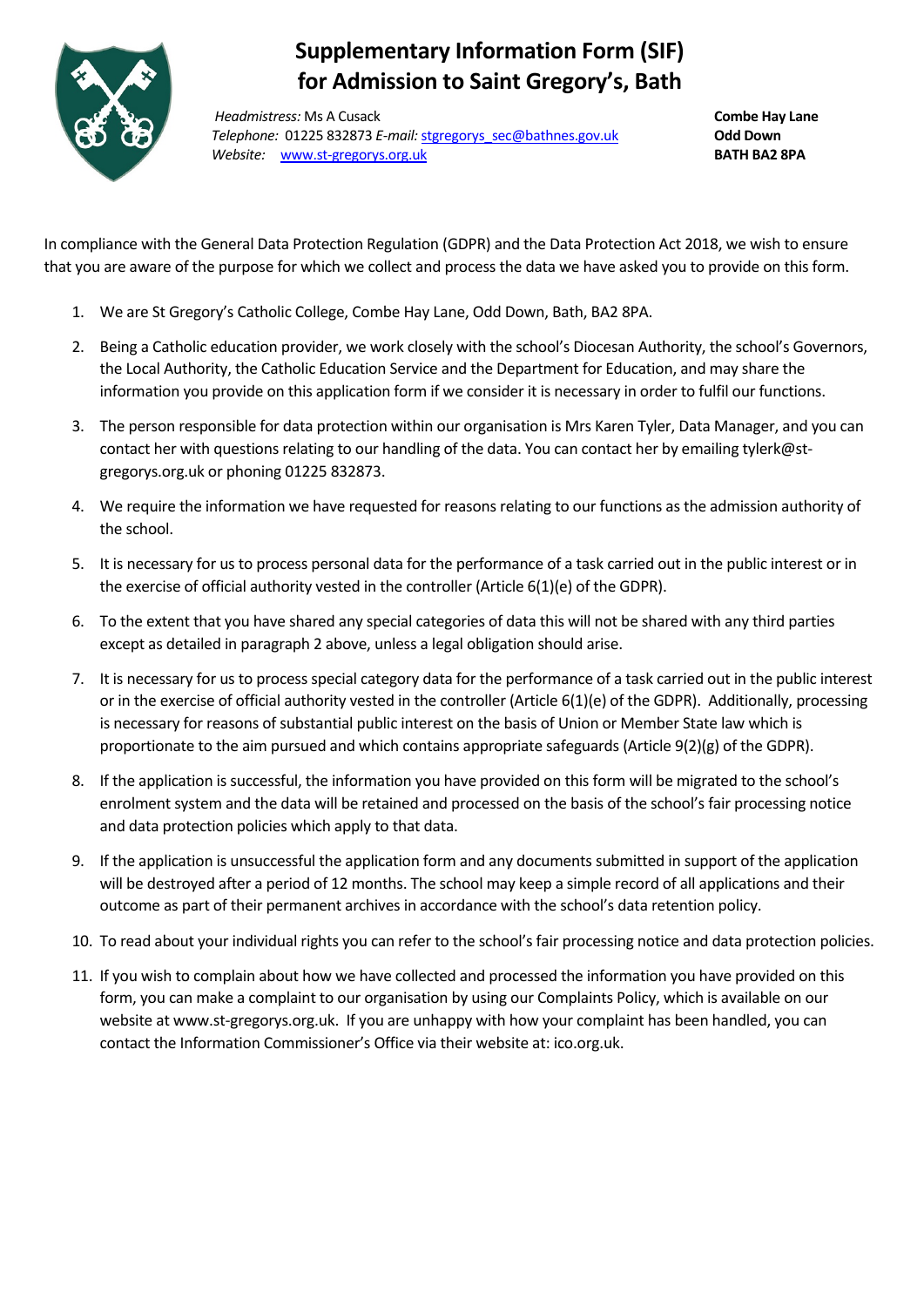# Supplementary Information Form (SIF) for Admission to Saint Gregory's, Bath

*Headmistress:* Ms A Cusack
*Telephone:* 01225 832873 *E-mail:* stgregorys_sec@bathnes.gov.uk
*Website:* www.st-gregorys.org.uk

**Combe Hay Lane**
**Odd Down**
**BATH BA2 8PA**

In compliance with the General Data Protection Regulation (GDPR) and the Data Protection Act 2018, we wish to ensure that you are aware of the purpose for which we collect and process the data we have asked you to provide on this form.

1. We are St Gregory's Catholic College, Combe Hay Lane, Odd Down, Bath, BA2 8PA.
2. Being a Catholic education provider, we work closely with the school's Diocesan Authority, the school's Governors, the Local Authority, the Catholic Education Service and the Department for Education, and may share the information you provide on this application form if we consider it is necessary in order to fulfil our functions.
3. The person responsible for data protection within our organisation is Mrs Karen Tyler, Data Manager, and you can contact her with questions relating to our handling of the data. You can contact her by emailing tylerk@st-gregorys.org.uk or phoning 01225 832873.
4. We require the information we have requested for reasons relating to our functions as the admission authority of the school.
5. It is necessary for us to process personal data for the performance of a task carried out in the public interest or in the exercise of official authority vested in the controller (Article 6(1)(e) of the GDPR).
6. To the extent that you have shared any special categories of data this will not be shared with any third parties except as detailed in paragraph 2 above, unless a legal obligation should arise.
7. It is necessary for us to process special category data for the performance of a task carried out in the public interest or in the exercise of official authority vested in the controller (Article 6(1)(e) of the GDPR). Additionally, processing is necessary for reasons of substantial public interest on the basis of Union or Member State law which is proportionate to the aim pursued and which contains appropriate safeguards (Article 9(2)(g) of the GDPR).
8. If the application is successful, the information you have provided on this form will be migrated to the school's enrolment system and the data will be retained and processed on the basis of the school's fair processing notice and data protection policies which apply to that data.
9. If the application is unsuccessful the application form and any documents submitted in support of the application will be destroyed after a period of 12 months. The school may keep a simple record of all applications and their outcome as part of their permanent archives in accordance with the school's data retention policy.
10. To read about your individual rights you can refer to the school's fair processing notice and data protection policies.
11. If you wish to complain about how we have collected and processed the information you have provided on this form, you can make a complaint to our organisation by using our Complaints Policy, which is available on our website at www.st-gregorys.org.uk. If you are unhappy with how your complaint has been handled, you can contact the Information Commissioner's Office via their website at: ico.org.uk.